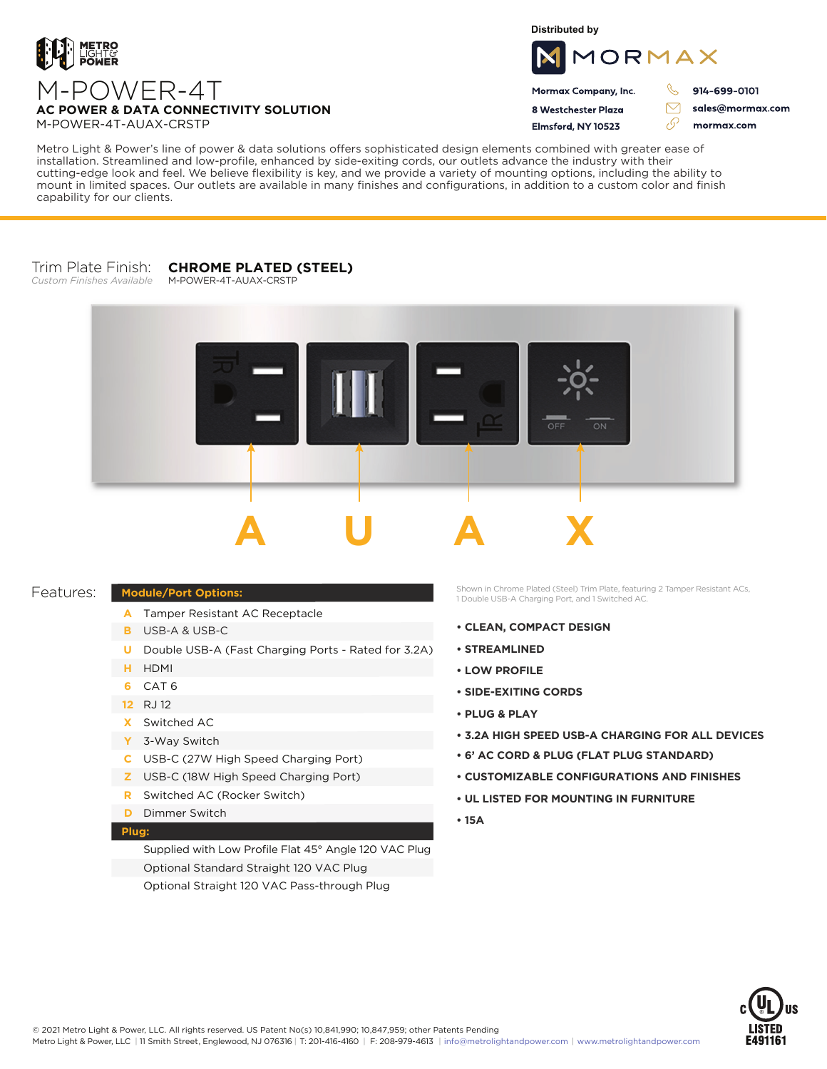METRO LIGHT & POWER

# M-POWER-4T

**AC POWER & DATA CONNECTIVITY SOLUTION**

M-POWER-4T-AUAX-CRSTP

Distributed by

MORMAX

**Mormax Company, Inc.**
**8 Westchester Plaza**
**Elmsford, NY 10523**

**914-699-0101**
**sales@mormax.com**
**mormax.com**

Metro Light & Power's line of power & data solutions offers sophisticated design elements combined with greater ease of installation. Streamlined and low-profile, enhanced by side-exiting cords, our outlets advance the industry with their cutting-edge look and feel. We believe flexibility is key, and we provide a variety of mounting options, including the ability to mount in limited spaces. Our outlets are available in many finishes and configurations, in addition to a custom color and finish capability for our clients.

Trim Plate Finish: **CHROME PLATED (STEEL)**
*Custom Finishes Available*
M-POWER-4T-AUAX-CRSTP

**A U A X**

## Features:

| **Module/Port Options:** | |
|---|---|
| A | Tamper Resistant AC Receptacle |
| B | USB-A & USB-C |
| U | Double USB-A (Fast Charging Ports - Rated for 3.2A) |
| H | HDMI |
| 6 | CAT 6 |
| 12 | RJ 12 |
| X | Switched AC |
| Y | 3-Way Switch |
| C | USB-C (27W High Speed Charging Port) |
| Z | USB-C (18W High Speed Charging Port) |
| R | Switched AC (Rocker Switch) |
| D | Dimmer Switch |
| **Plug:** | |
| | Supplied with Low Profile Flat 45° Angle 120 VAC Plug |
| | Optional Standard Straight 120 VAC Plug |
| | Optional Straight 120 VAC Pass-through Plug |

Shown in Chrome Plated (Steel) Trim Plate, featuring 2 Tamper Resistant ACs, 1 Double USB-A Charging Port, and 1 Switched AC.

- **CLEAN, COMPACT DESIGN**
- **STREAMLINED**
- **LOW PROFILE**
- **SIDE-EXITING CORDS**
- **PLUG & PLAY**
- **3.2A HIGH SPEED USB-A CHARGING FOR ALL DEVICES**
- **6' AC CORD & PLUG (FLAT PLUG STANDARD)**
- **CUSTOMIZABLE CONFIGURATIONS AND FINISHES**
- **UL LISTED FOR MOUNTING IN FURNITURE**
- **15A**

c UL us LISTED E491161

© 2021 Metro Light & Power, LLC. All rights reserved. US Patent No(s) 10,841,990; 10,847,959; other Patents Pending
Metro Light & Power, LLC | 11 Smith Street, Englewood, NJ 076316 | T: 201-416-4160 | F: 208-979-4613 | info@metrolightandpower.com | www.metrolightandpower.com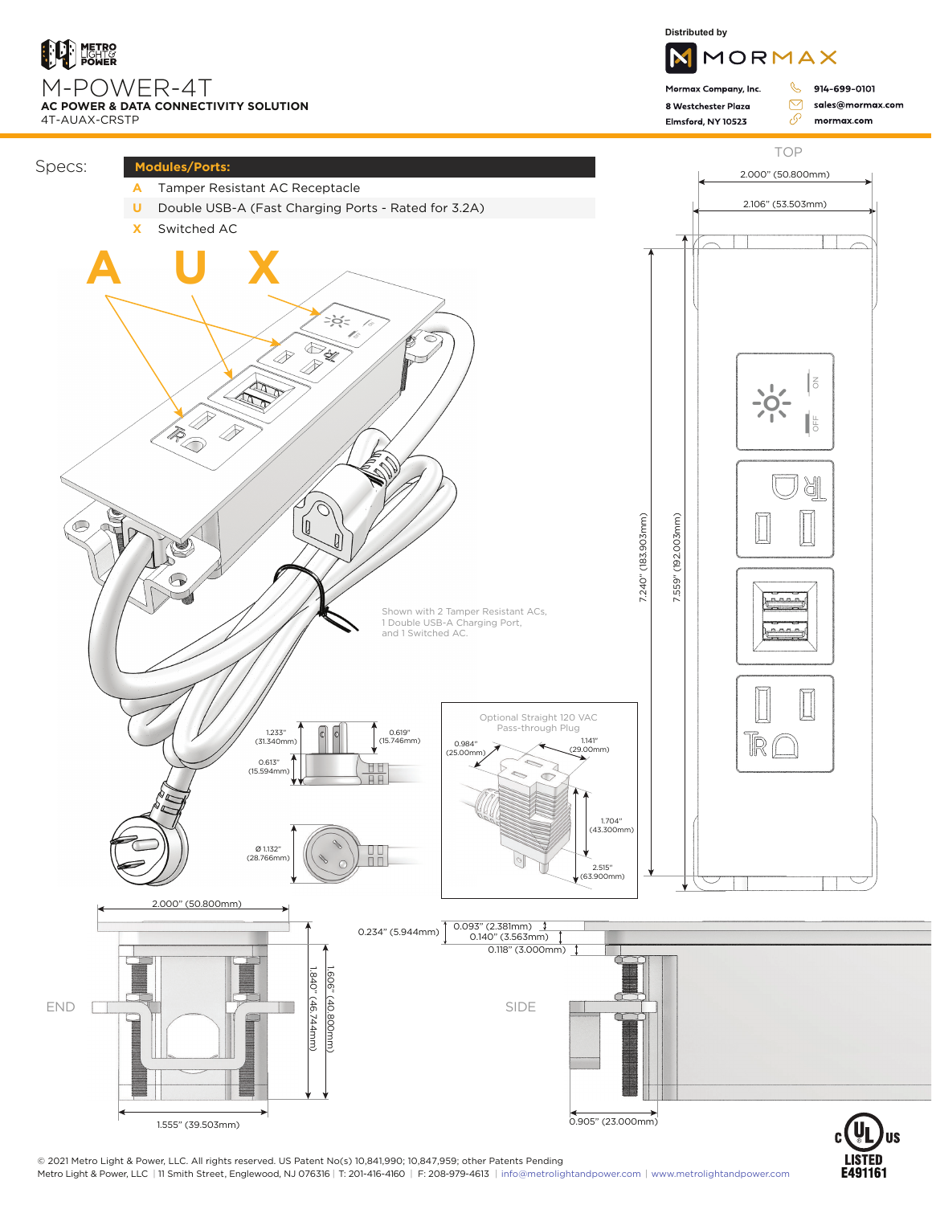# M-POWER-4T

**AC POWER & DATA CONNECTIVITY SOLUTION**

4T-AUAX-CRSTP

Distributed by MORMAX

Mormax Company, Inc.
8 Westchester Plaza
Elmsford, NY 10523

914-699-0101
sales@mormax.com
mormax.com

## Specs:

**Modules/Ports:**

- **A** Tamper Resistant AC Receptacle
- **U** Double USB-A (Fast Charging Ports - Rated for 3.2A)
- **X** Switched AC

A U X

Shown with 2 Tamper Resistant ACs, 1 Double USB-A Charging Port, and 1 Switched AC.

TOP

2.000" (50.800mm)
2.106" (53.503mm)
7.240" (183.903mm)
7.559" (192.003mm)

1.233" (31.340mm)
0.619" (15.746mm)
0.613" (15.594mm)
Ø 1.132" (28.766mm)

Optional Straight 120 VAC Pass-through Plug

0.984" (25.00mm)
1.141" (29.00mm)
1.704" (43.300mm)
2.515" (63.900mm)

END

2.000" (50.800mm)
1.840" (46.744mm)
1.606" (40.800mm)
1.555" (39.503mm)

SIDE

0.234" (5.944mm)
0.093" (2.381mm)
0.140" (3.563mm)
0.118" (3.000mm)
0.905" (23.000mm)

c UL us LISTED E491161

© 2021 Metro Light & Power, LLC. All rights reserved. US Patent No(s) 10,841,990; 10,847,959; other Patents Pending
Metro Light & Power, LLC | 11 Smith Street, Englewood, NJ 076316 | T: 201-416-4160 | F: 208-979-4613 | info@metrolightandpower.com | www.metrolightandpower.com